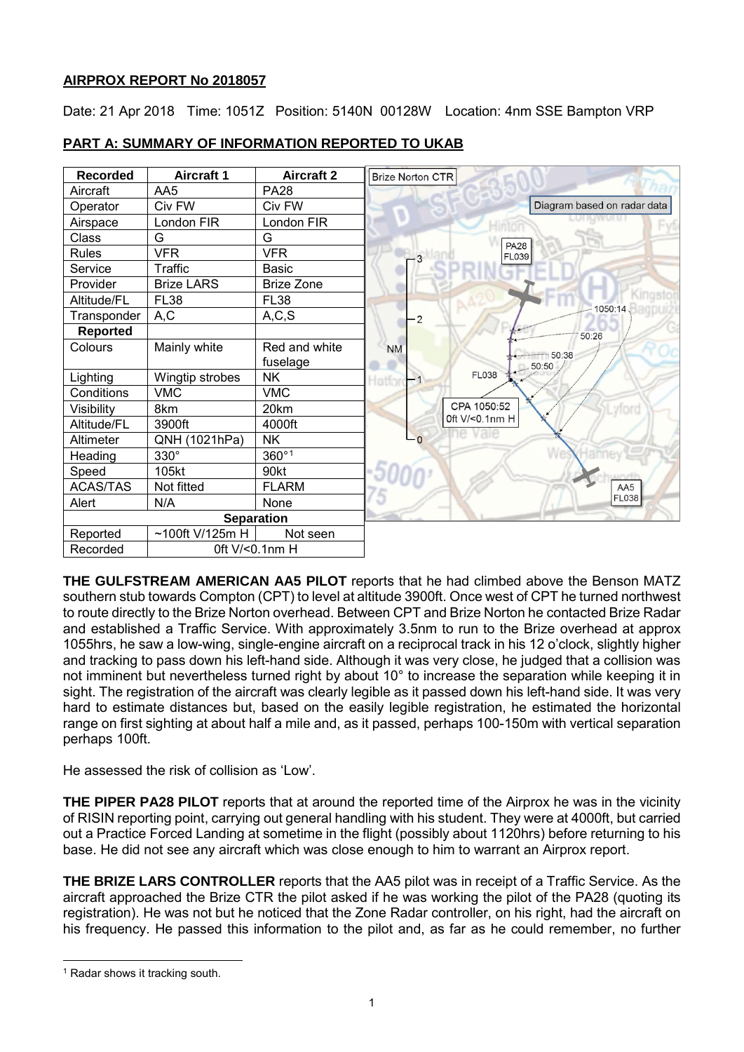**AIRPROX REPORT No 2018057**

Date: 21 Apr 2018 Time: 1051Z Position: 5140N 00128W Location: 4nm SSE Bampton VRP

**PART A: SUMMARY OF INFORMATION REPORTED TO UKAB**

| Recorded | Aircraft 1 | Aircraft 2 |
| --- | --- | --- |
| Aircraft | AA5 | PA28 |
| Operator | Civ FW | Civ FW |
| Airspace | London FIR | London FIR |
| Class | G | G |
| Rules | VFR | VFR |
| Service | Traffic | Basic |
| Provider | Brize LARS | Brize Zone |
| Altitude/FL | FL38 | FL38 |
| Transponder | A,C | A,C,S |
| **Reported** | | |
| Colours | Mainly white | Red and white fuselage |
| Lighting | Wingtip strobes | NK |
| Conditions | VMC | VMC |
| Visibility | 8km | 20km |
| Altitude/FL | 3900ft | 4000ft |
| Altimeter | QNH (1021hPa) | NK |
| Heading | 330° | 360°[1] |
| Speed | 105kt | 90kt |
| ACAS/TAS | Not fitted | FLARM |
| Alert | N/A | None |
| **Separation** | | |
| Reported | ~100ft V/125m H | Not seen |
| Recorded | 0ft V/<0.1nm H | |

Brize Norton CTR

Diagram based on radar data

PA28 FL039

1050:14

50:26

50:38

50:50

FL038

CPA 1050:52
0ft V/<0.1nm H

AA5 FL038

**THE GULFSTREAM AMERICAN AA5 PILOT** reports that he had climbed above the Benson MATZ southern stub towards Compton (CPT) to level at altitude 3900ft. Once west of CPT he turned northwest to route directly to the Brize Norton overhead. Between CPT and Brize Norton he contacted Brize Radar and established a Traffic Service. With approximately 3.5nm to run to the Brize overhead at approx 1055hrs, he saw a low-wing, single-engine aircraft on a reciprocal track in his 12 o'clock, slightly higher and tracking to pass down his left-hand side. Although it was very close, he judged that a collision was not imminent but nevertheless turned right by about 10° to increase the separation while keeping it in sight. The registration of the aircraft was clearly legible as it passed down his left-hand side. It was very hard to estimate distances but, based on the easily legible registration, he estimated the horizontal range on first sighting at about half a mile and, as it passed, perhaps 100-150m with vertical separation perhaps 100ft.

He assessed the risk of collision as 'Low'.

**THE PIPER PA28 PILOT** reports that at around the reported time of the Airprox he was in the vicinity of RISIN reporting point, carrying out general handling with his student. They were at 4000ft, but carried out a Practice Forced Landing at sometime in the flight (possibly about 1120hrs) before returning to his base. He did not see any aircraft which was close enough to him to warrant an Airprox report.

**THE BRIZE LARS CONTROLLER** reports that the AA5 pilot was in receipt of a Traffic Service. As the aircraft approached the Brize CTR the pilot asked if he was working the pilot of the PA28 (quoting its registration). He was not but he noticed that the Zone Radar controller, on his right, had the aircraft on his frequency. He passed this information to the pilot and, as far as he could remember, no further

[1] Radar shows it tracking south.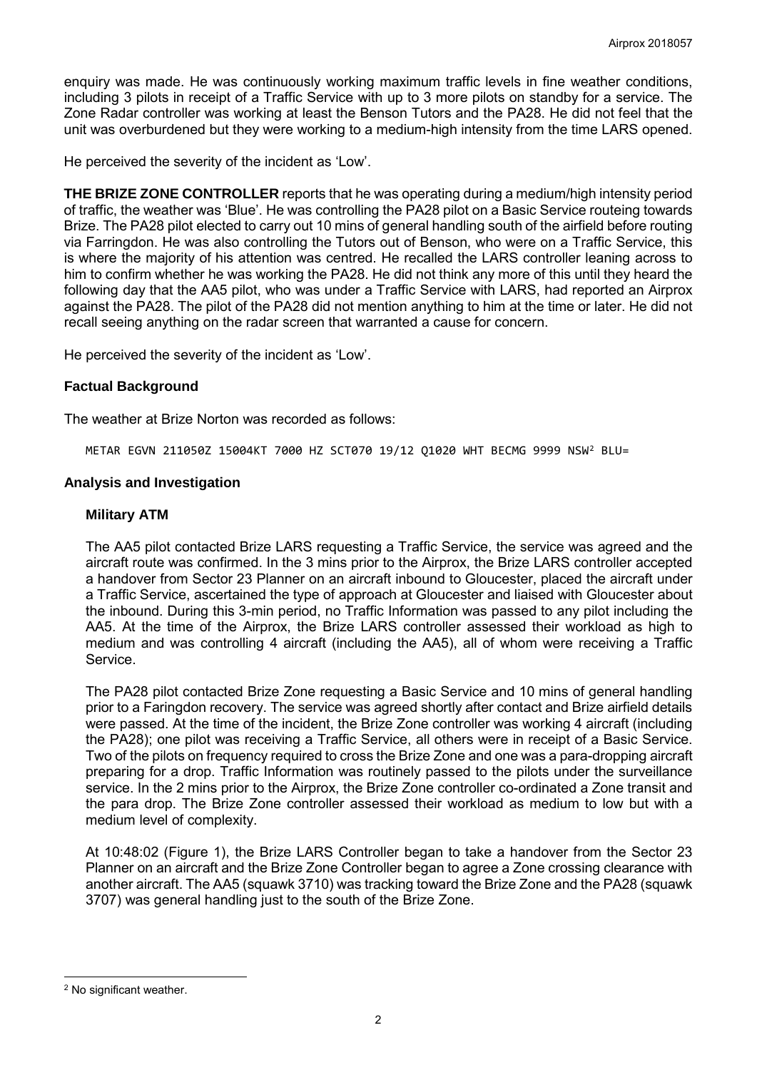enquiry was made. He was continuously working maximum traffic levels in fine weather conditions, including 3 pilots in receipt of a Traffic Service with up to 3 more pilots on standby for a service. The Zone Radar controller was working at least the Benson Tutors and the PA28. He did not feel that the unit was overburdened but they were working to a medium-high intensity from the time LARS opened.

He perceived the severity of the incident as 'Low'.

**THE BRIZE ZONE CONTROLLER** reports that he was operating during a medium/high intensity period of traffic, the weather was 'Blue'. He was controlling the PA28 pilot on a Basic Service routeing towards Brize. The PA28 pilot elected to carry out 10 mins of general handling south of the airfield before routing via Farringdon. He was also controlling the Tutors out of Benson, who were on a Traffic Service, this is where the majority of his attention was centred. He recalled the LARS controller leaning across to him to confirm whether he was working the PA28. He did not think any more of this until they heard the following day that the AA5 pilot, who was under a Traffic Service with LARS, had reported an Airprox against the PA28. The pilot of the PA28 did not mention anything to him at the time or later. He did not recall seeing anything on the radar screen that warranted a cause for concern.

He perceived the severity of the incident as 'Low'.

### Factual Background

The weather at Brize Norton was recorded as follows:

```
METAR EGVN 211050Z 15004KT 7000 HZ SCT070 19/12 Q1020 WHT BECMG 9999 NSW[2] BLU=
```

### Analysis and Investigation

#### Military ATM

The AA5 pilot contacted Brize LARS requesting a Traffic Service, the service was agreed and the aircraft route was confirmed. In the 3 mins prior to the Airprox, the Brize LARS controller accepted a handover from Sector 23 Planner on an aircraft inbound to Gloucester, placed the aircraft under a Traffic Service, ascertained the type of approach at Gloucester and liaised with Gloucester about the inbound. During this 3-min period, no Traffic Information was passed to any pilot including the AA5. At the time of the Airprox, the Brize LARS controller assessed their workload as high to medium and was controlling 4 aircraft (including the AA5), all of whom were receiving a Traffic Service.

The PA28 pilot contacted Brize Zone requesting a Basic Service and 10 mins of general handling prior to a Faringdon recovery. The service was agreed shortly after contact and Brize airfield details were passed. At the time of the incident, the Brize Zone controller was working 4 aircraft (including the PA28); one pilot was receiving a Traffic Service, all others were in receipt of a Basic Service. Two of the pilots on frequency required to cross the Brize Zone and one was a para-dropping aircraft preparing for a drop. Traffic Information was routinely passed to the pilots under the surveillance service. In the 2 mins prior to the Airprox, the Brize Zone controller co-ordinated a Zone transit and the para drop. The Brize Zone controller assessed their workload as medium to low but with a medium level of complexity.

At 10:48:02 (Figure 1), the Brize LARS Controller began to take a handover from the Sector 23 Planner on an aircraft and the Brize Zone Controller began to agree a Zone crossing clearance with another aircraft. The AA5 (squawk 3710) was tracking toward the Brize Zone and the PA28 (squawk 3707) was general handling just to the south of the Brize Zone.

---

[2] No significant weather.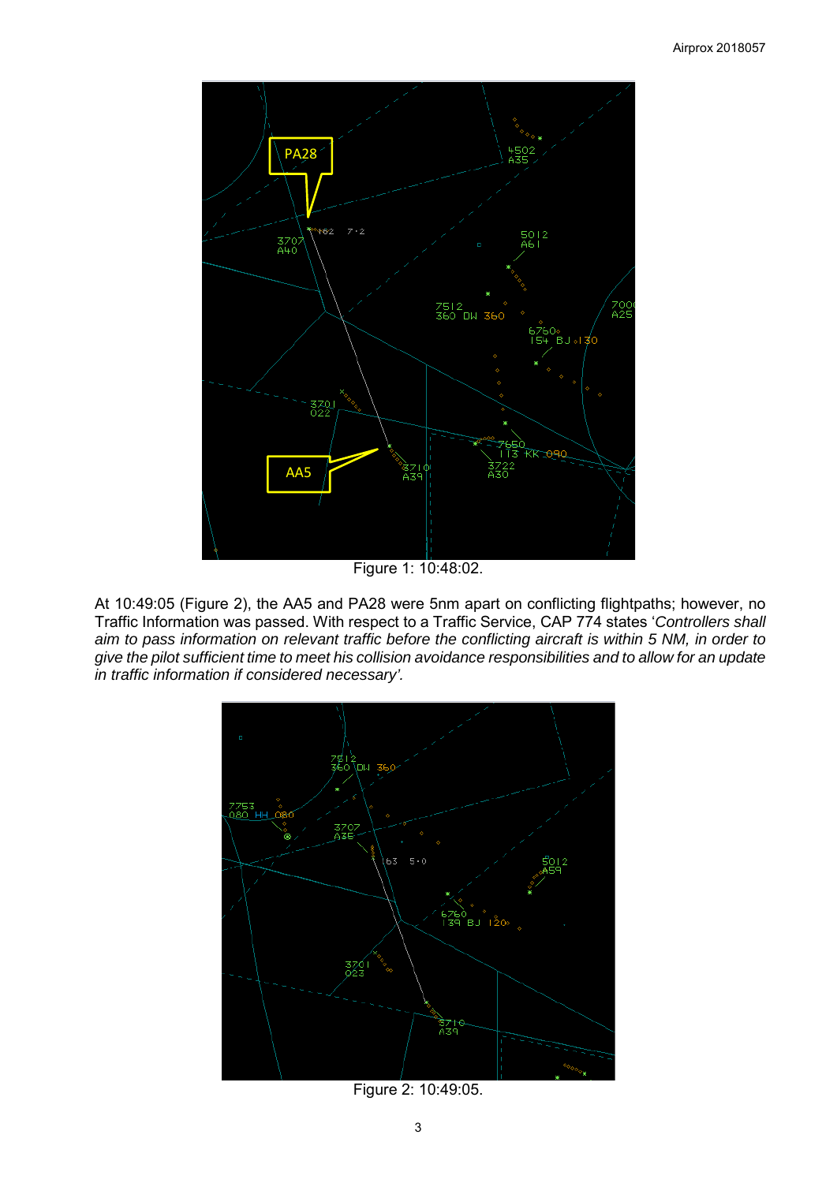Figure 1: 10:48:02.

At 10:49:05 (Figure 2), the AA5 and PA28 were 5nm apart on conflicting flightpaths; however, no Traffic Information was passed. With respect to a Traffic Service, CAP 774 states '*Controllers shall aim to pass information on relevant traffic before the conflicting aircraft is within 5 NM, in order to give the pilot sufficient time to meet his collision avoidance responsibilities and to allow for an update in traffic information if considered necessary'.*

Figure 2: 10:49:05.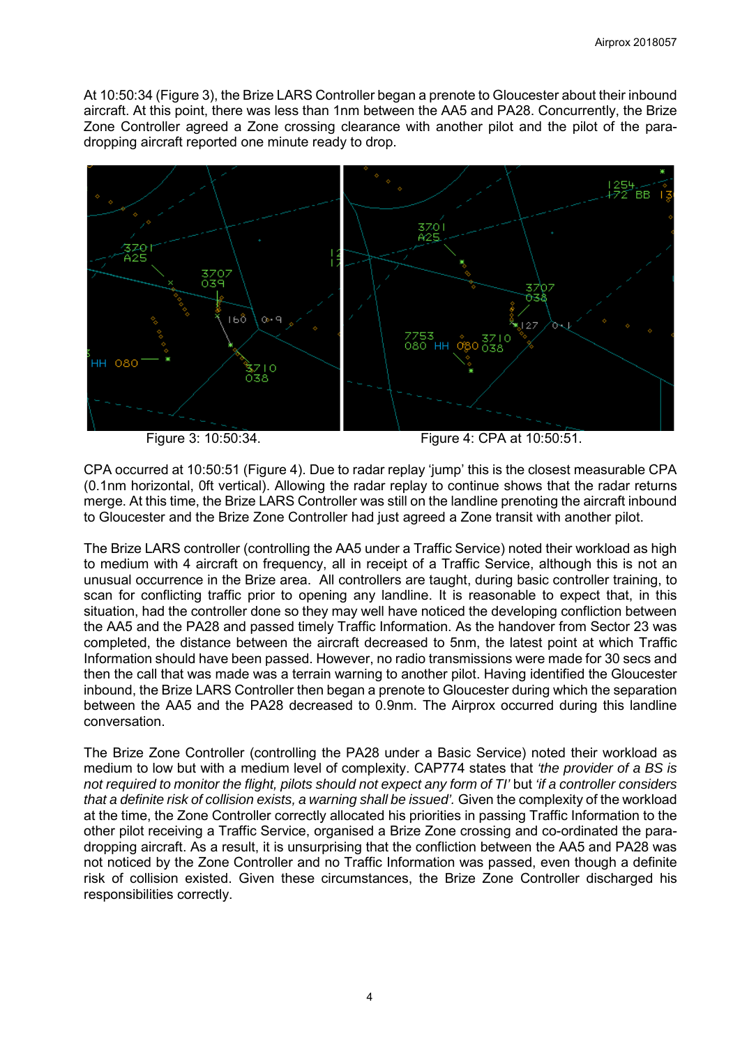At 10:50:34 (Figure 3), the Brize LARS Controller began a prenote to Gloucester about their inbound aircraft. At this point, there was less than 1nm between the AA5 and PA28. Concurrently, the Brize Zone Controller agreed a Zone crossing clearance with another pilot and the pilot of the para-dropping aircraft reported one minute ready to drop.

Figure 3: 10:50:34. Figure 4: CPA at 10:50:51.

CPA occurred at 10:50:51 (Figure 4). Due to radar replay 'jump' this is the closest measurable CPA (0.1nm horizontal, 0ft vertical). Allowing the radar replay to continue shows that the radar returns merge. At this time, the Brize LARS Controller was still on the landline prenoting the aircraft inbound to Gloucester and the Brize Zone Controller had just agreed a Zone transit with another pilot.

The Brize LARS controller (controlling the AA5 under a Traffic Service) noted their workload as high to medium with 4 aircraft on frequency, all in receipt of a Traffic Service, although this is not an unusual occurrence in the Brize area. All controllers are taught, during basic controller training, to scan for conflicting traffic prior to opening any landline. It is reasonable to expect that, in this situation, had the controller done so they may well have noticed the developing confliction between the AA5 and the PA28 and passed timely Traffic Information. As the handover from Sector 23 was completed, the distance between the aircraft decreased to 5nm, the latest point at which Traffic Information should have been passed. However, no radio transmissions were made for 30 secs and then the call that was made was a terrain warning to another pilot. Having identified the Gloucester inbound, the Brize LARS Controller then began a prenote to Gloucester during which the separation between the AA5 and the PA28 decreased to 0.9nm. The Airprox occurred during this landline conversation.

The Brize Zone Controller (controlling the PA28 under a Basic Service) noted their workload as medium to low but with a medium level of complexity. CAP774 states that *'the provider of a BS is not required to monitor the flight, pilots should not expect any form of TI'* but *'if a controller considers that a definite risk of collision exists, a warning shall be issued'.* Given the complexity of the workload at the time, the Zone Controller correctly allocated his priorities in passing Traffic Information to the other pilot receiving a Traffic Service, organised a Brize Zone crossing and co-ordinated the para-dropping aircraft. As a result, it is unsurprising that the confliction between the AA5 and PA28 was not noticed by the Zone Controller and no Traffic Information was passed, even though a definite risk of collision existed. Given these circumstances, the Brize Zone Controller discharged his responsibilities correctly.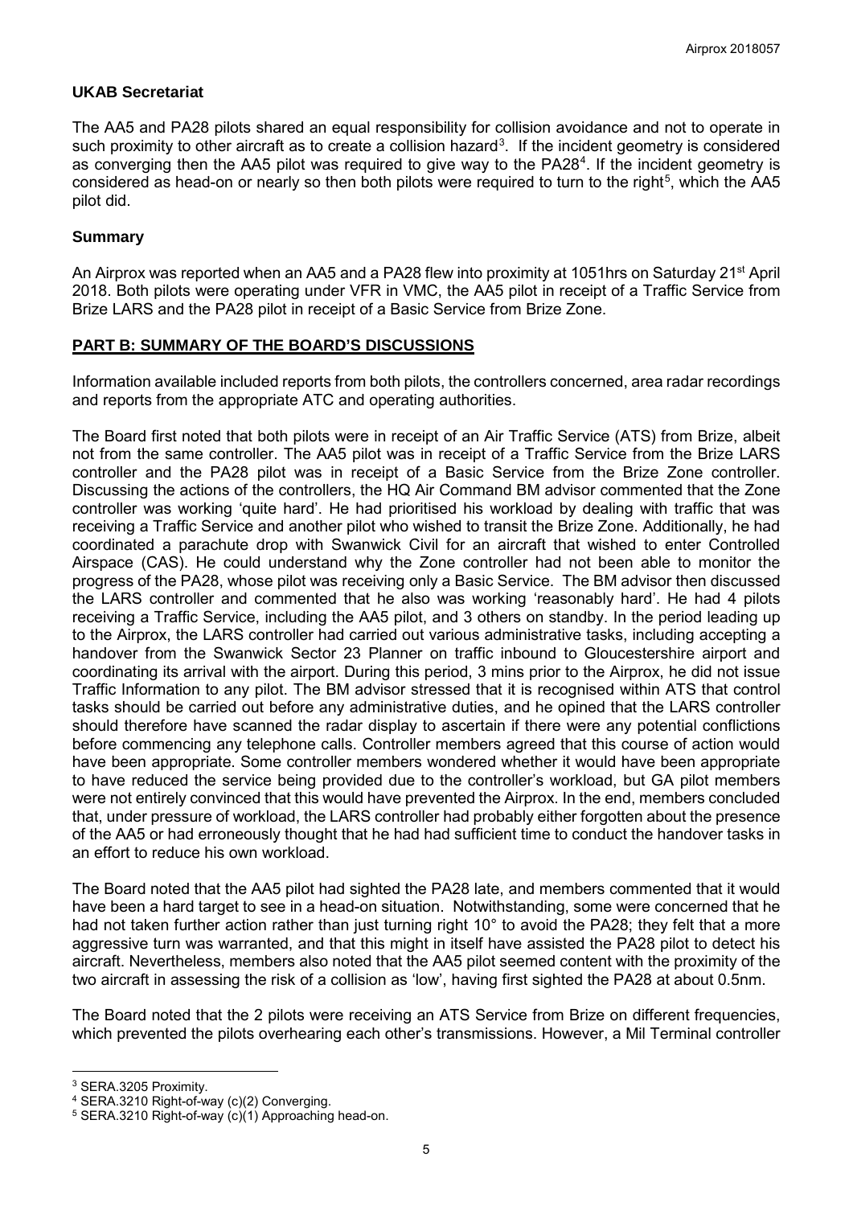### UKAB Secretariat

The AA5 and PA28 pilots shared an equal responsibility for collision avoidance and not to operate in such proximity to other aircraft as to create a collision hazard[3]. If the incident geometry is considered as converging then the AA5 pilot was required to give way to the PA28[4]. If the incident geometry is considered as head-on or nearly so then both pilots were required to turn to the right[5], which the AA5 pilot did.

### Summary

An Airprox was reported when an AA5 and a PA28 flew into proximity at 1051hrs on Saturday 21st April 2018. Both pilots were operating under VFR in VMC, the AA5 pilot in receipt of a Traffic Service from Brize LARS and the PA28 pilot in receipt of a Basic Service from Brize Zone.

## PART B: SUMMARY OF THE BOARD'S DISCUSSIONS

Information available included reports from both pilots, the controllers concerned, area radar recordings and reports from the appropriate ATC and operating authorities.

The Board first noted that both pilots were in receipt of an Air Traffic Service (ATS) from Brize, albeit not from the same controller. The AA5 pilot was in receipt of a Traffic Service from the Brize LARS controller and the PA28 pilot was in receipt of a Basic Service from the Brize Zone controller. Discussing the actions of the controllers, the HQ Air Command BM advisor commented that the Zone controller was working 'quite hard'. He had prioritised his workload by dealing with traffic that was receiving a Traffic Service and another pilot who wished to transit the Brize Zone. Additionally, he had coordinated a parachute drop with Swanwick Civil for an aircraft that wished to enter Controlled Airspace (CAS). He could understand why the Zone controller had not been able to monitor the progress of the PA28, whose pilot was receiving only a Basic Service. The BM advisor then discussed the LARS controller and commented that he also was working 'reasonably hard'. He had 4 pilots receiving a Traffic Service, including the AA5 pilot, and 3 others on standby. In the period leading up to the Airprox, the LARS controller had carried out various administrative tasks, including accepting a handover from the Swanwick Sector 23 Planner on traffic inbound to Gloucestershire airport and coordinating its arrival with the airport. During this period, 3 mins prior to the Airprox, he did not issue Traffic Information to any pilot. The BM advisor stressed that it is recognised within ATS that control tasks should be carried out before any administrative duties, and he opined that the LARS controller should therefore have scanned the radar display to ascertain if there were any potential conflictions before commencing any telephone calls. Controller members agreed that this course of action would have been appropriate. Some controller members wondered whether it would have been appropriate to have reduced the service being provided due to the controller's workload, but GA pilot members were not entirely convinced that this would have prevented the Airprox. In the end, members concluded that, under pressure of workload, the LARS controller had probably either forgotten about the presence of the AA5 or had erroneously thought that he had had sufficient time to conduct the handover tasks in an effort to reduce his own workload.

The Board noted that the AA5 pilot had sighted the PA28 late, and members commented that it would have been a hard target to see in a head-on situation. Notwithstanding, some were concerned that he had not taken further action rather than just turning right 10° to avoid the PA28; they felt that a more aggressive turn was warranted, and that this might in itself have assisted the PA28 pilot to detect his aircraft. Nevertheless, members also noted that the AA5 pilot seemed content with the proximity of the two aircraft in assessing the risk of a collision as 'low', having first sighted the PA28 at about 0.5nm.

The Board noted that the 2 pilots were receiving an ATS Service from Brize on different frequencies, which prevented the pilots overhearing each other's transmissions. However, a Mil Terminal controller

---

[3] SERA.3205 Proximity.

[4] SERA.3210 Right-of-way (c)(2) Converging.

[5] SERA.3210 Right-of-way (c)(1) Approaching head-on.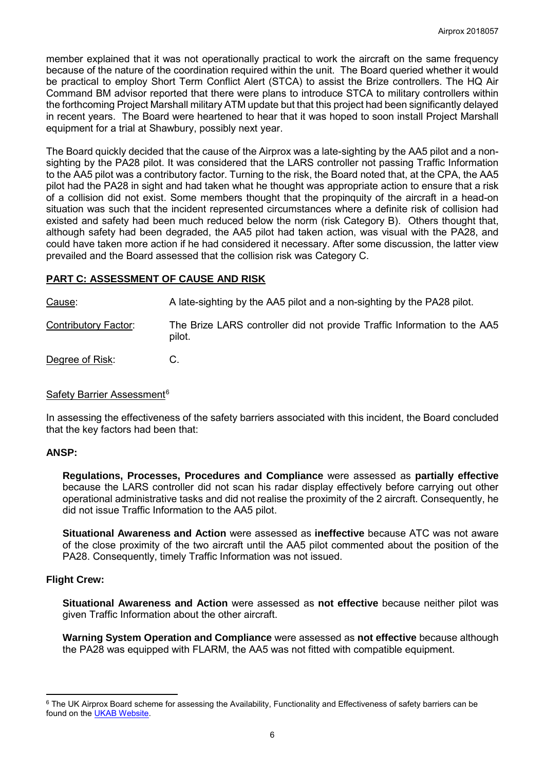member explained that it was not operationally practical to work the aircraft on the same frequency because of the nature of the coordination required within the unit. The Board queried whether it would be practical to employ Short Term Conflict Alert (STCA) to assist the Brize controllers. The HQ Air Command BM advisor reported that there were plans to introduce STCA to military controllers within the forthcoming Project Marshall military ATM update but that this project had been significantly delayed in recent years. The Board were heartened to hear that it was hoped to soon install Project Marshall equipment for a trial at Shawbury, possibly next year.

The Board quickly decided that the cause of the Airprox was a late-sighting by the AA5 pilot and a non-sighting by the PA28 pilot. It was considered that the LARS controller not passing Traffic Information to the AA5 pilot was a contributory factor. Turning to the risk, the Board noted that, at the CPA, the AA5 pilot had the PA28 in sight and had taken what he thought was appropriate action to ensure that a risk of a collision did not exist. Some members thought that the propinquity of the aircraft in a head-on situation was such that the incident represented circumstances where a definite risk of collision had existed and safety had been much reduced below the norm (risk Category B). Others thought that, although safety had been degraded, the AA5 pilot had taken action, was visual with the PA28, and could have taken more action if he had considered it necessary. After some discussion, the latter view prevailed and the Board assessed that the collision risk was Category C.

## PART C: ASSESSMENT OF CAUSE AND RISK

Cause: A late-sighting by the AA5 pilot and a non-sighting by the PA28 pilot.

Contributory Factor: The Brize LARS controller did not provide Traffic Information to the AA5 pilot.

Degree of Risk: C.

Safety Barrier Assessment[6]

In assessing the effectiveness of the safety barriers associated with this incident, the Board concluded that the key factors had been that:

**ANSP:**

**Regulations, Processes, Procedures and Compliance** were assessed as **partially effective** because the LARS controller did not scan his radar display effectively before carrying out other operational administrative tasks and did not realise the proximity of the 2 aircraft. Consequently, he did not issue Traffic Information to the AA5 pilot.

**Situational Awareness and Action** were assessed as **ineffective** because ATC was not aware of the close proximity of the two aircraft until the AA5 pilot commented about the position of the PA28. Consequently, timely Traffic Information was not issued.

**Flight Crew:**

**Situational Awareness and Action** were assessed as **not effective** because neither pilot was given Traffic Information about the other aircraft.

**Warning System Operation and Compliance** were assessed as **not effective** because although the PA28 was equipped with FLARM, the AA5 was not fitted with compatible equipment.

[6] The UK Airprox Board scheme for assessing the Availability, Functionality and Effectiveness of safety barriers can be found on the UKAB Website.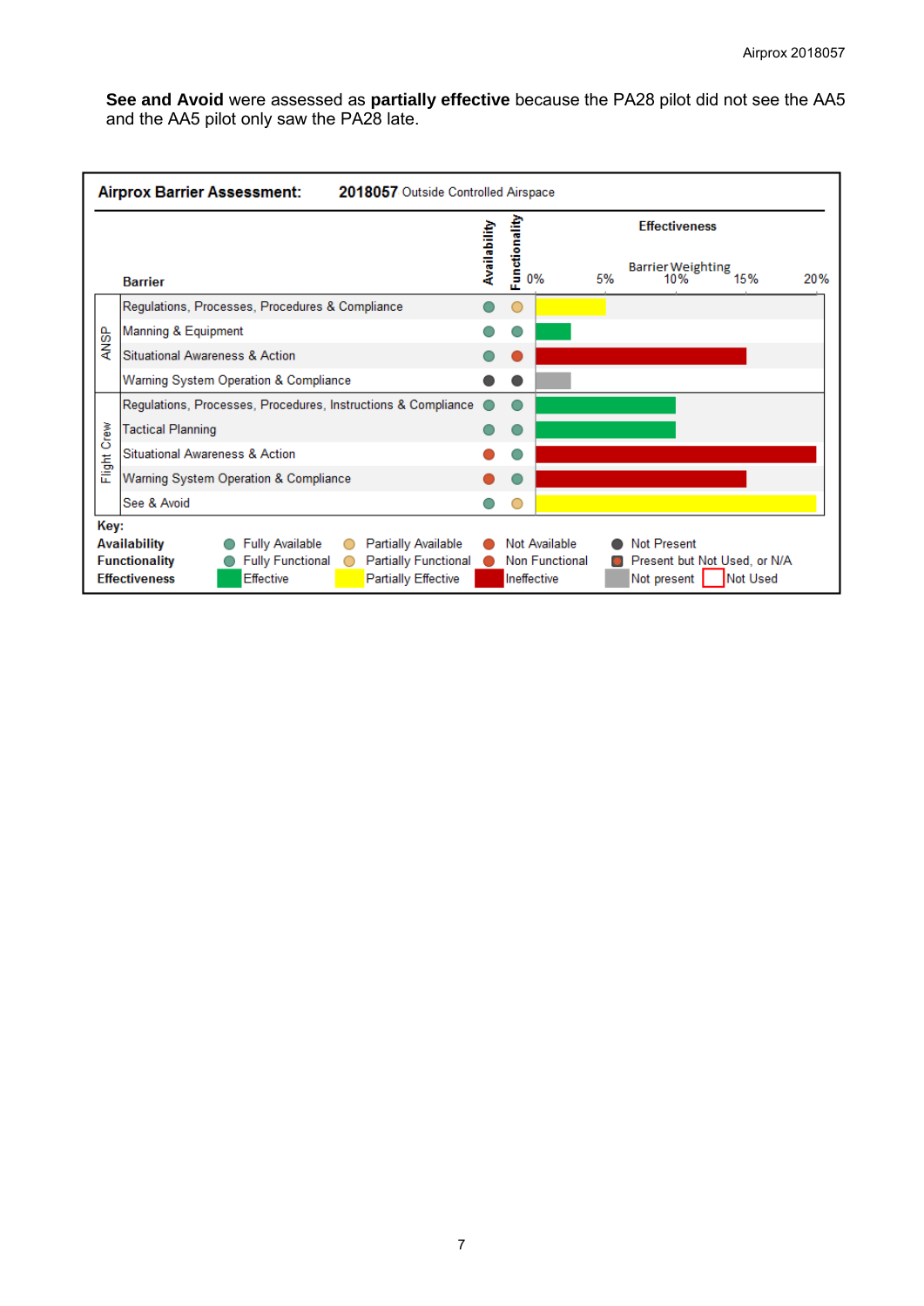**See and Avoid** were assessed as **partially effective** because the PA28 pilot did not see the AA5 and the AA5 pilot only saw the PA28 late.

**Airprox Barrier Assessment:** **2018057** Outside Controlled Airspace

Barrier

Availability

Functionality

Effectiveness

Barrier Weighting

0%

5%

10%

15%

20%

ANSP

Regulations, Processes, Procedures & Compliance

Manning & Equipment

Situational Awareness & Action

Warning System Operation & Compliance

Flight Crew

Regulations, Processes, Procedures, Instructions & Compliance

Tactical Planning

Situational Awareness & Action

Warning System Operation & Compliance

See & Avoid

**Key:**

**Availability** Fully Available, Partially Available, Not Available, Not Present

**Functionality** Fully Functional, Partially Functional, Non Functional, Present but Not Used, or N/A

**Effectiveness** Effective, Partially Effective, Ineffective, Not present, Not Used